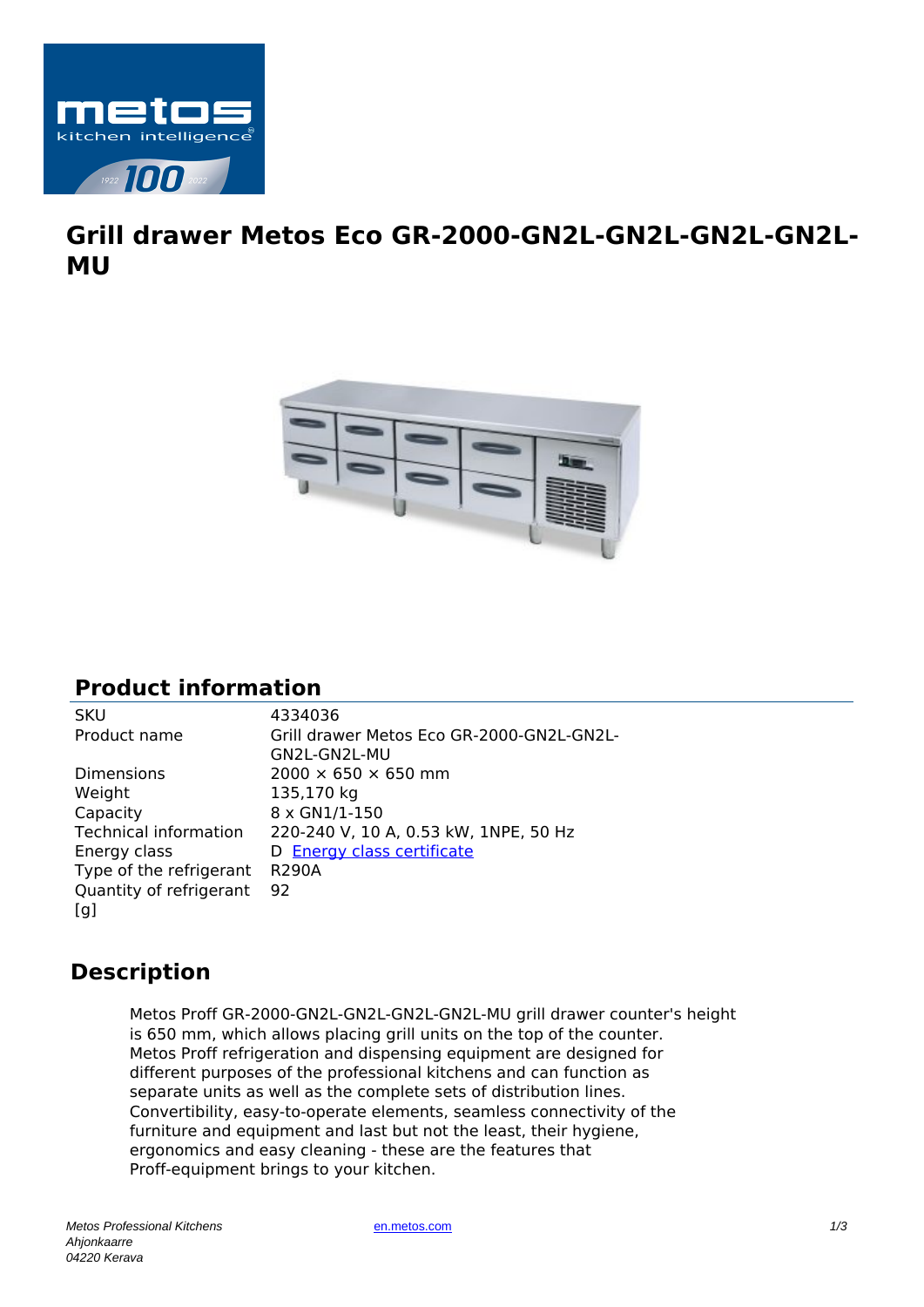# Grill drawer Metos Eco GR-2000-GN2L-GN2L-GN2L-GN2L-MU

## Product information

| | |
|---|---|
| SKU | 4334036 |
| Product name | Grill drawer Metos Eco GR-2000-GN2L-GN2L-GN2L-GN2L-MU |
| Dimensions | 2000 × 650 × 650 mm |
| Weight | 135,170 kg |
| Capacity | 8 x GN1/1-150 |
| Technical information | 220-240 V, 10 A, 0.53 kW, 1NPE, 50 Hz |
| Energy class | D Energy class certificate |
| Type of the refrigerant | R290A |
| Quantity of refrigerant [g] | 92 |

## Description

Metos Proff GR-2000-GN2L-GN2L-GN2L-GN2L-MU grill drawer counter's height is 650 mm, which allows placing grill units on the top of the counter. Metos Proff refrigeration and dispensing equipment are designed for different purposes of the professional kitchens and can function as separate units as well as the complete sets of distribution lines. Convertibility, easy-to-operate elements, seamless connectivity of the furniture and equipment and last but not the least, their hygiene, ergonomics and easy cleaning - these are the features that Proff-equipment brings to your kitchen.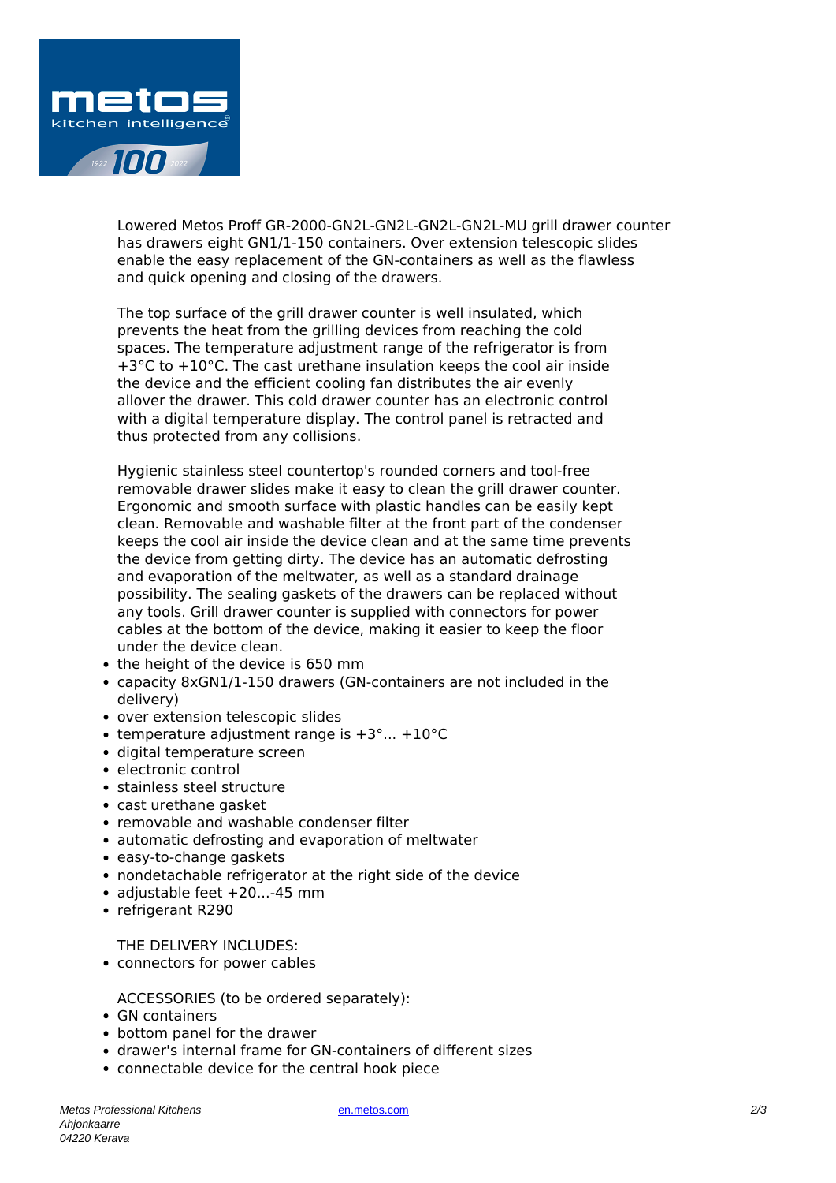Lowered Metos Proff GR-2000-GN2L-GN2L-GN2L-GN2L-MU grill drawer counter has drawers eight GN1/1-150 containers. Over extension telescopic slides enable the easy replacement of the GN-containers as well as the flawless and quick opening and closing of the drawers.

The top surface of the grill drawer counter is well insulated, which prevents the heat from the grilling devices from reaching the cold spaces. The temperature adjustment range of the refrigerator is from +3°C to +10°C. The cast urethane insulation keeps the cool air inside the device and the efficient cooling fan distributes the air evenly allover the drawer. This cold drawer counter has an electronic control with a digital temperature display. The control panel is retracted and thus protected from any collisions.

Hygienic stainless steel countertop's rounded corners and tool-free removable drawer slides make it easy to clean the grill drawer counter. Ergonomic and smooth surface with plastic handles can be easily kept clean. Removable and washable filter at the front part of the condenser keeps the cool air inside the device clean and at the same time prevents the device from getting dirty. The device has an automatic defrosting and evaporation of the meltwater, as well as a standard drainage possibility. The sealing gaskets of the drawers can be replaced without any tools. Grill drawer counter is supplied with connectors for power cables at the bottom of the device, making it easier to keep the floor under the device clean.

- the height of the device is 650 mm
- capacity 8xGN1/1-150 drawers (GN-containers are not included in the delivery)
- over extension telescopic slides
- temperature adjustment range is +3°... +10°C
- digital temperature screen
- electronic control
- stainless steel structure
- cast urethane gasket
- removable and washable condenser filter
- automatic defrosting and evaporation of meltwater
- easy-to-change gaskets
- nondetachable refrigerator at the right side of the device
- adjustable feet +20...-45 mm
- refrigerant R290

THE DELIVERY INCLUDES:

- connectors for power cables

ACCESSORIES (to be ordered separately):

- GN containers
- bottom panel for the drawer
- drawer's internal frame for GN-containers of different sizes
- connectable device for the central hook piece

*Metos Professional Kitchens*
*Ahjonkaarre*
*04220 Kerava*

en.metos.com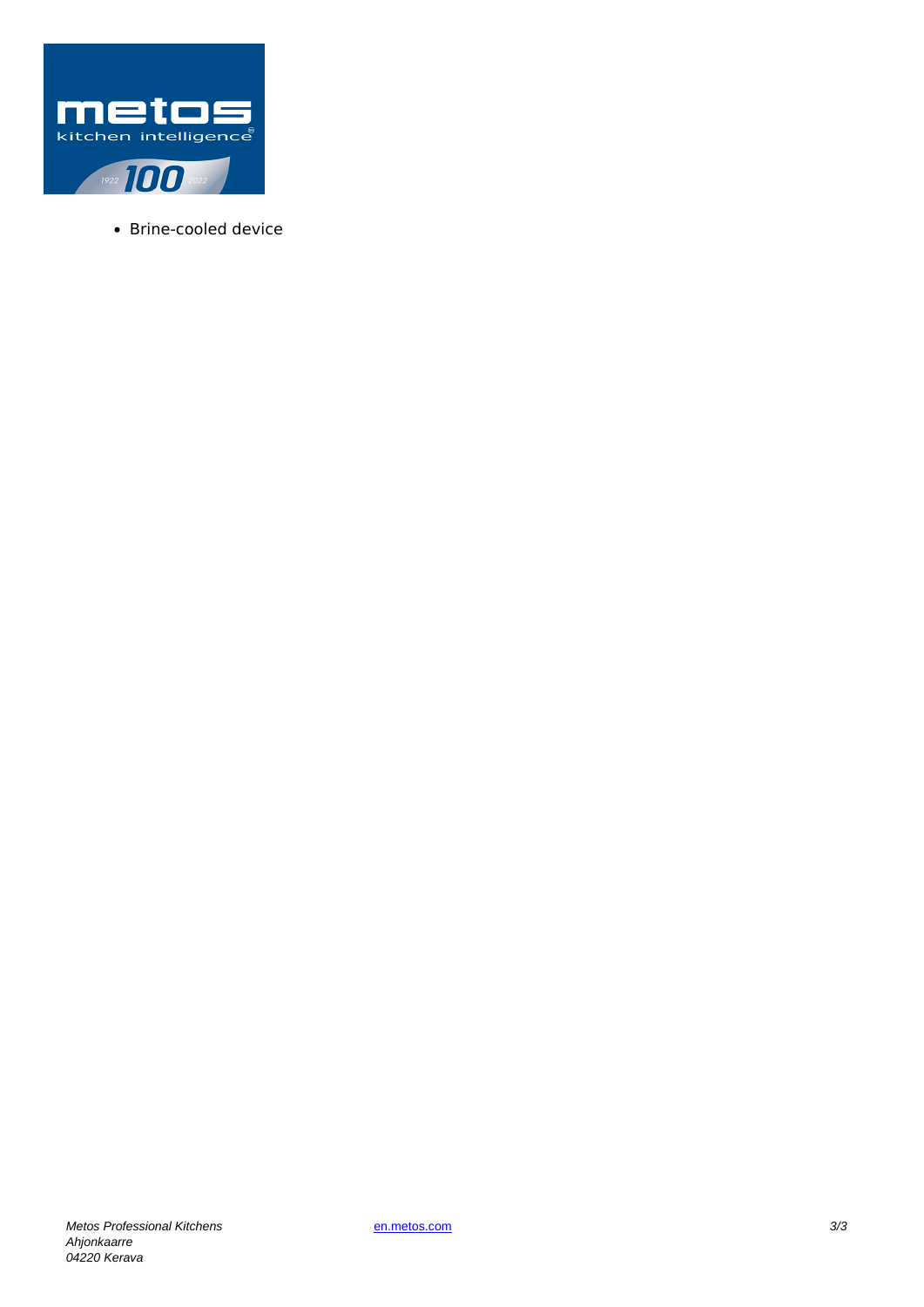- Brine-cooled device